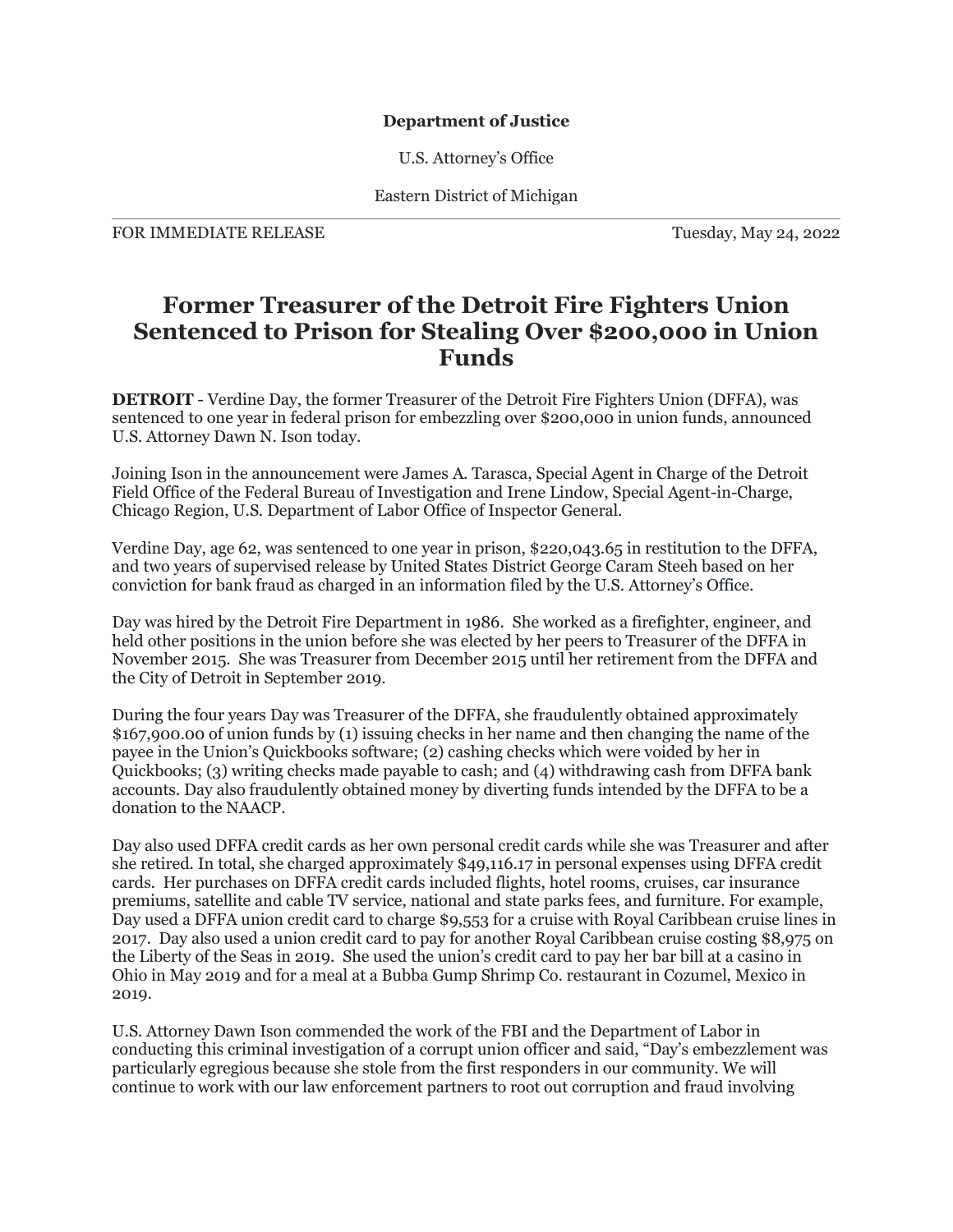**Department of Justice**

U.S. Attorney's Office

Eastern District of Michigan

FOR IMMEDIATE RELEASE Tuesday, May 24, 2022

# Former Treasurer of the Detroit Fire Fighters Union Sentenced to Prison for Stealing Over $200,000 in Union Funds

**DETROIT** - Verdine Day, the former Treasurer of the Detroit Fire Fighters Union (DFFA), was sentenced to one year in federal prison for embezzling over $200,000 in union funds, announced U.S. Attorney Dawn N. Ison today.

Joining Ison in the announcement were James A. Tarasca, Special Agent in Charge of the Detroit Field Office of the Federal Bureau of Investigation and Irene Lindow, Special Agent-in-Charge, Chicago Region, U.S. Department of Labor Office of Inspector General.

Verdine Day, age 62, was sentenced to one year in prison, $220,043.65 in restitution to the DFFA, and two years of supervised release by United States District George Caram Steeh based on her conviction for bank fraud as charged in an information filed by the U.S. Attorney's Office.

Day was hired by the Detroit Fire Department in 1986. She worked as a firefighter, engineer, and held other positions in the union before she was elected by her peers to Treasurer of the DFFA in November 2015. She was Treasurer from December 2015 until her retirement from the DFFA and the City of Detroit in September 2019.

During the four years Day was Treasurer of the DFFA, she fraudulently obtained approximately $167,900.00 of union funds by (1) issuing checks in her name and then changing the name of the payee in the Union's Quickbooks software; (2) cashing checks which were voided by her in Quickbooks; (3) writing checks made payable to cash; and (4) withdrawing cash from DFFA bank accounts. Day also fraudulently obtained money by diverting funds intended by the DFFA to be a donation to the NAACP.

Day also used DFFA credit cards as her own personal credit cards while she was Treasurer and after she retired. In total, she charged approximately $49,116.17 in personal expenses using DFFA credit cards. Her purchases on DFFA credit cards included flights, hotel rooms, cruises, car insurance premiums, satellite and cable TV service, national and state parks fees, and furniture. For example, Day used a DFFA union credit card to charge $9,553 for a cruise with Royal Caribbean cruise lines in 2017. Day also used a union credit card to pay for another Royal Caribbean cruise costing $8,975 on the Liberty of the Seas in 2019. She used the union's credit card to pay her bar bill at a casino in Ohio in May 2019 and for a meal at a Bubba Gump Shrimp Co. restaurant in Cozumel, Mexico in 2019.

U.S. Attorney Dawn Ison commended the work of the FBI and the Department of Labor in conducting this criminal investigation of a corrupt union officer and said, "Day's embezzlement was particularly egregious because she stole from the first responders in our community. We will continue to work with our law enforcement partners to root out corruption and fraud involving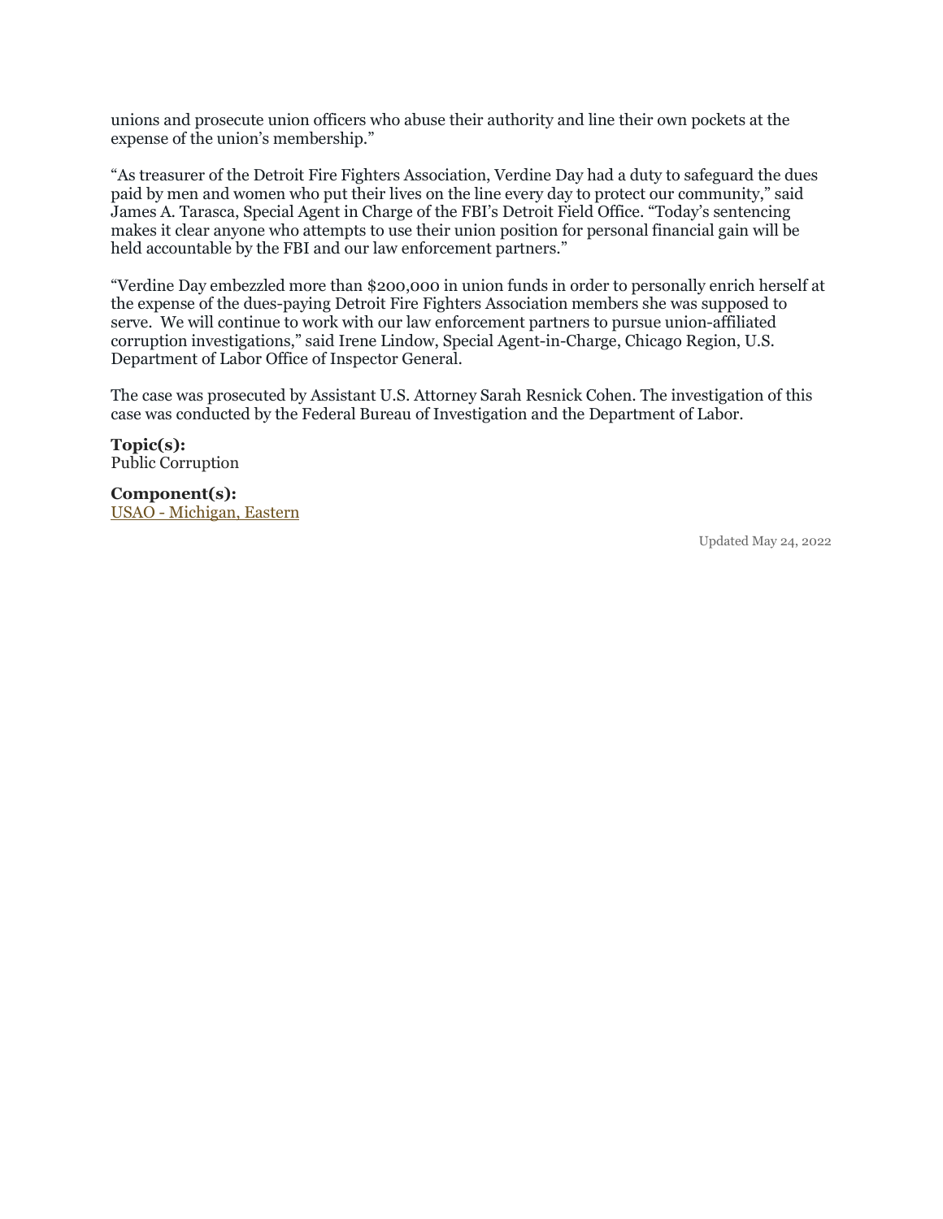unions and prosecute union officers who abuse their authority and line their own pockets at the expense of the union's membership."

"As treasurer of the Detroit Fire Fighters Association, Verdine Day had a duty to safeguard the dues paid by men and women who put their lives on the line every day to protect our community," said James A. Tarasca, Special Agent in Charge of the FBI's Detroit Field Office. "Today's sentencing makes it clear anyone who attempts to use their union position for personal financial gain will be held accountable by the FBI and our law enforcement partners."

"Verdine Day embezzled more than $200,000 in union funds in order to personally enrich herself at the expense of the dues-paying Detroit Fire Fighters Association members she was supposed to serve. We will continue to work with our law enforcement partners to pursue union-affiliated corruption investigations," said Irene Lindow, Special Agent-in-Charge, Chicago Region, U.S. Department of Labor Office of Inspector General.

The case was prosecuted by Assistant U.S. Attorney Sarah Resnick Cohen. The investigation of this case was conducted by the Federal Bureau of Investigation and the Department of Labor.

**Topic(s):**
Public Corruption

**Component(s):**
USAO - Michigan, Eastern

Updated May 24, 2022